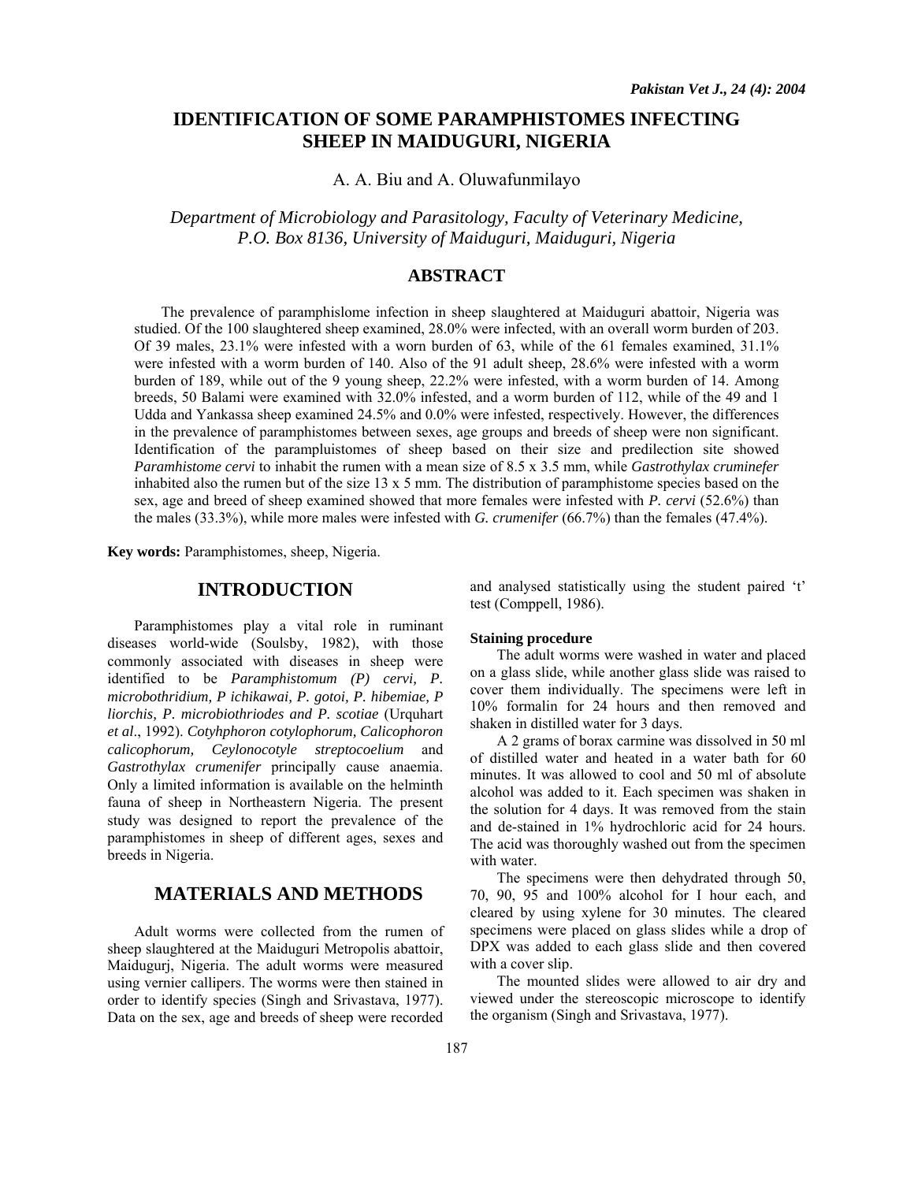# IDENTIFICATION OF SOME PARAMPHISTOMES INFECTING SHEEP IN MAIDUGURI, NIGERIA

A. A. Biu and A. Oluwafunmilayo

*Department of Microbiology and Parasitology, Faculty of Veterinary Medicine, P.O. Box 8136, University of Maiduguri, Maiduguri, Nigeria*

## ABSTRACT

The prevalence of paramphislome infection in sheep slaughtered at Maiduguri abattoir, Nigeria was studied. Of the 100 slaughtered sheep examined, 28.0% were infected, with an overall worm burden of 203. Of 39 males, 23.1% were infested with a worn burden of 63, while of the 61 females examined, 31.1% were infested with a worm burden of 140. Also of the 91 adult sheep, 28.6% were infested with a worm burden of 189, while out of the 9 young sheep, 22.2% were infested, with a worm burden of 14. Among breeds, 50 Balami were examined with 32.0% infested, and a worm burden of 112, while of the 49 and 1 Udda and Yankassa sheep examined 24.5% and 0.0% were infested, respectively. However, the differences in the prevalence of paramphistomes between sexes, age groups and breeds of sheep were non significant. Identification of the parampluistomes of sheep based on their size and predilection site showed *Paramhistome cervi* to inhabit the rumen with a mean size of 8.5 x 3.5 mm, while *Gastrothylax cruminefer* inhabited also the rumen but of the size 13 x 5 mm. The distribution of paramphistome species based on the sex, age and breed of sheep examined showed that more females were infested with *P. cervi* (52.6%) than the males (33.3%), while more males were infested with *G. crumenifer* (66.7%) than the females (47.4%).

**Key words:** Paramphistomes, sheep, Nigeria.

## INTRODUCTION

Paramphistomes play a vital role in ruminant diseases world-wide (Soulsby, 1982), with those commonly associated with diseases in sheep were identified to be *Paramphistomum (P) cervi, P. microbothridium, P ichikawai, P. gotoi, P. hibemiae, P liorchis, P. microbiothriodes and P. scotiae* (Urquhart *et al*., 1992). *Cotyhphoron cotylophorum, Calicophoron calicophorum, Ceylonocotyle streptocoelium* and *Gastrothylax crumenifer* principally cause anaemia. Only a limited information is available on the helminth fauna of sheep in Northeastern Nigeria. The present study was designed to report the prevalence of the paramphistomes in sheep of different ages, sexes and breeds in Nigeria.

## MATERIALS AND METHODS

Adult worms were collected from the rumen of sheep slaughtered at the Maiduguri Metropolis abattoir, Maidugurj, Nigeria. The adult worms were measured using vernier callipers. The worms were then stained in order to identify species (Singh and Srivastava, 1977). Data on the sex, age and breeds of sheep were recorded and analysed statistically using the student paired 't' test (Comppell, 1986).

**Staining procedure**

The adult worms were washed in water and placed on a glass slide, while another glass slide was raised to cover them individually. The specimens were left in 10% formalin for 24 hours and then removed and shaken in distilled water for 3 days.

A 2 grams of borax carmine was dissolved in 50 ml of distilled water and heated in a water bath for 60 minutes. It was allowed to cool and 50 ml of absolute alcohol was added to it. Each specimen was shaken in the solution for 4 days. It was removed from the stain and de-stained in 1% hydrochloric acid for 24 hours. The acid was thoroughly washed out from the specimen with water.

The specimens were then dehydrated through 50, 70, 90, 95 and 100% alcohol for I hour each, and cleared by using xylene for 30 minutes. The cleared specimens were placed on glass slides while a drop of DPX was added to each glass slide and then covered with a cover slip.

The mounted slides were allowed to air dry and viewed under the stereoscopic microscope to identify the organism (Singh and Srivastava, 1977).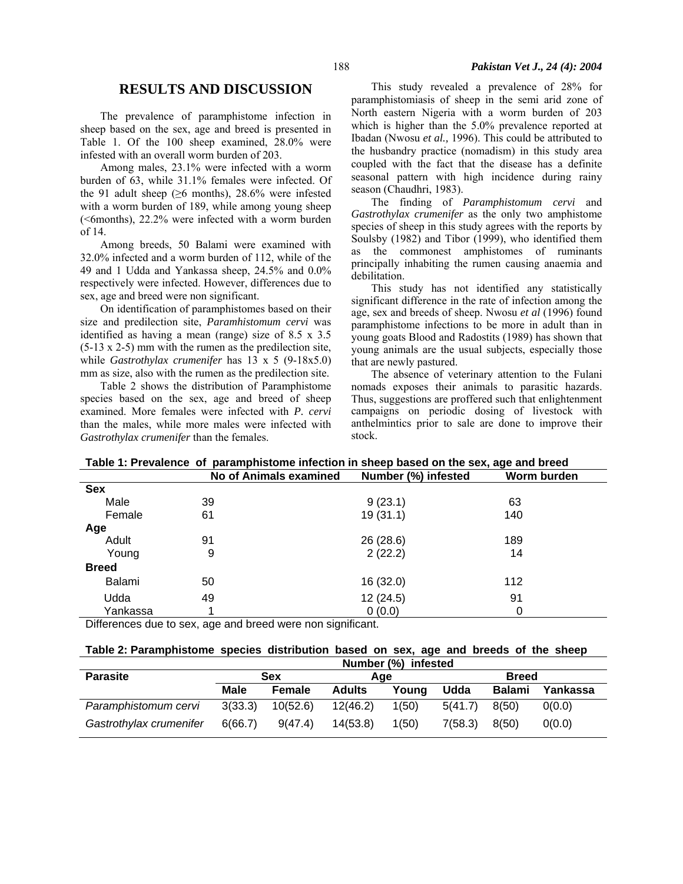## RESULTS AND DISCUSSION

The prevalence of paramphistome infection in sheep based on the sex, age and breed is presented in Table 1. Of the 100 sheep examined, 28.0% were infested with an overall worm burden of 203.

Among males, 23.1% were infected with a worm burden of 63, while 31.1% females were infected. Of the 91 adult sheep (≥6 months), 28.6% were infested with a worm burden of 189, while among young sheep (<6months), 22.2% were infected with a worm burden of 14.

Among breeds, 50 Balami were examined with 32.0% infected and a worm burden of 112, while of the 49 and 1 Udda and Yankassa sheep, 24.5% and 0.0% respectively were infected. However, differences due to sex, age and breed were non significant.

On identification of paramphistomes based on their size and predilection site, *Paramhistomum cervi* was identified as having a mean (range) size of 8.5 x 3.5 (5-13 x 2-5) mm with the rumen as the predilection site, while *Gastrothylax crumenifer* has 13 x 5 (9-18x5.0) mm as size, also with the rumen as the predilection site.

Table 2 shows the distribution of Paramphistome species based on the sex, age and breed of sheep examined. More females were infected with *P. cervi* than the males, while more males were infected with *Gastrothylax crumenifer* than the females.

This study revealed a prevalence of 28% for paramphistomiasis of sheep in the semi arid zone of North eastern Nigeria with a worm burden of 203 which is higher than the 5.0% prevalence reported at Ibadan (Nwosu *et al.,* 1996). This could be attributed to the husbandry practice (nomadism) in this study area coupled with the fact that the disease has a definite seasonal pattern with high incidence during rainy season (Chaudhri, 1983).

The finding of *Paramphistomum cervi* and *Gastrothylax crumenifer* as the only two amphistome species of sheep in this study agrees with the reports by Soulsby (1982) and Tibor (1999), who identified them as the commonest amphistomes of ruminants principally inhabiting the rumen causing anaemia and debilitation.

This study has not identified any statistically significant difference in the rate of infection among the age, sex and breeds of sheep. Nwosu *et al* (1996) found paramphistome infections to be more in adult than in young goats Blood and Radostits (1989) has shown that young animals are the usual subjects, especially those that are newly pastured.

The absence of veterinary attention to the Fulani nomads exposes their animals to parasitic hazards. Thus, suggestions are proffered such that enlightenment campaigns on periodic dosing of livestock with anthelmintics prior to sale are done to improve their stock.

**Table 1: Prevalence of paramphistome infection in sheep based on the sex, age and breed**

| | No of Animals examined | Number (%) infested | Worm burden |
|---|---|---|---|
| **Sex** | | | |
| Male | 39 | 9 (23.1) | 63 |
| Female | 61 | 19 (31.1) | 140 |
| **Age** | | | |
| Adult | 91 | 26 (28.6) | 189 |
| Young | 9 | 2 (22.2) | 14 |
| **Breed** | | | |
| Balami | 50 | 16 (32.0) | 112 |
| Udda | 49 | 12 (24.5) | 91 |
| Yankassa | 1 | 0 (0.0) | 0 |

Differences due to sex, age and breed were non significant.

**Table 2: Paramphistome species distribution based on sex, age and breeds of the sheep**

| | Number (%) infested | | | | | | |
|---|---|---|---|---|---|---|---|
| **Parasite** | **Sex** | | **Age** | | **Breed** | | |
| | **Male** | **Female** | **Adults** | **Young** | **Udda** | **Balami** | **Yankassa** |
| *Paramphistomum cervi* | 3(33.3) | 10(52.6) | 12(46.2) | 1(50) | 5(41.7) | 8(50) | 0(0.0) |
| *Gastrothylax crumenifer* | 6(66.7) | 9(47.4) | 14(53.8) | 1(50) | 7(58.3) | 8(50) | 0(0.0) |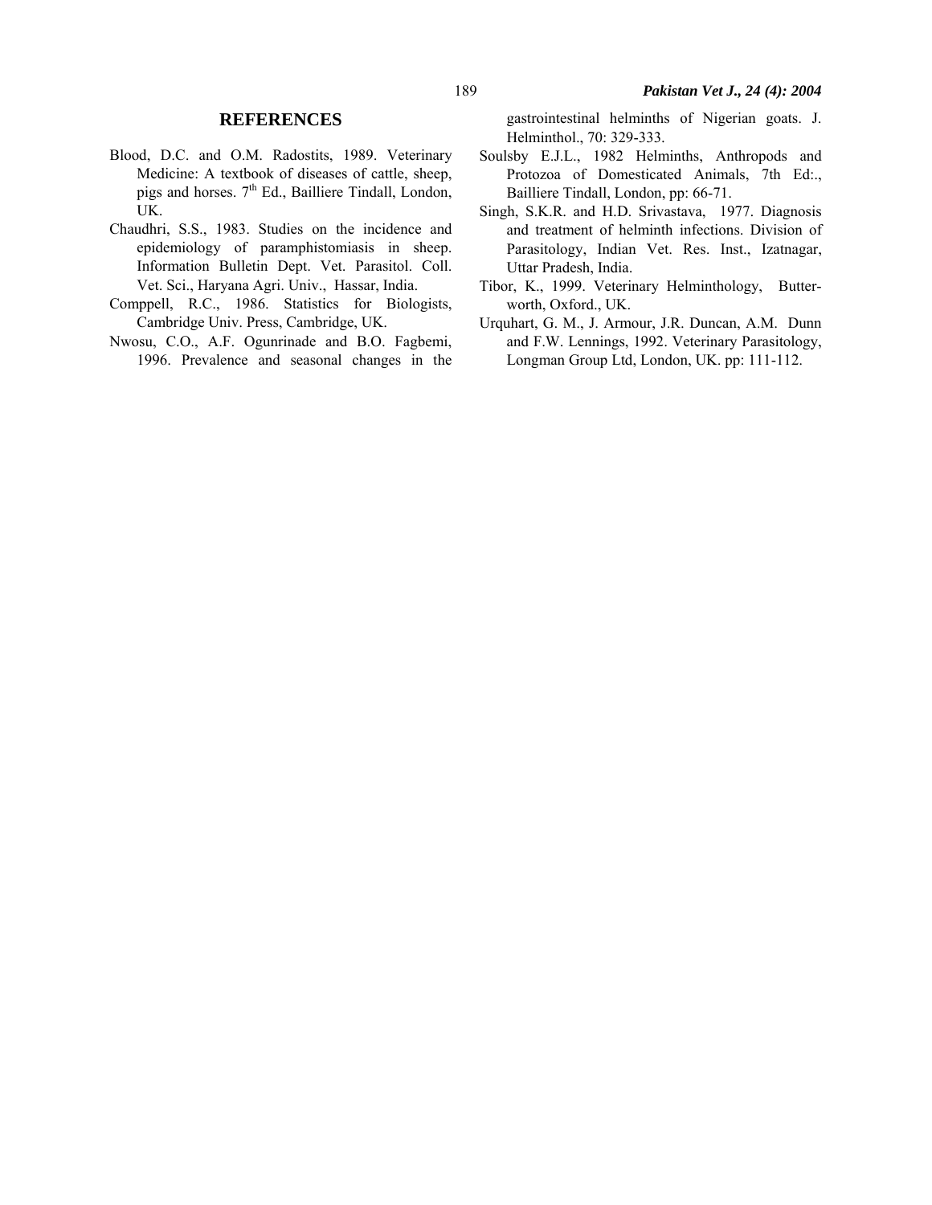## REFERENCES

Blood, D.C. and O.M. Radostits, 1989. Veterinary Medicine: A textbook of diseases of cattle, sheep, pigs and horses. 7th Ed., Bailliere Tindall, London, UK.

Chaudhri, S.S., 1983. Studies on the incidence and epidemiology of paramphistomiasis in sheep. Information Bulletin Dept. Vet. Parasitol. Coll. Vet. Sci., Haryana Agri. Univ., Hassar, India.

Comppell, R.C., 1986. Statistics for Biologists, Cambridge Univ. Press, Cambridge, UK.

Nwosu, C.O., A.F. Ogunrinade and B.O. Fagbemi, 1996. Prevalence and seasonal changes in the gastrointestinal helminths of Nigerian goats. J. Helminthol., 70: 329-333.

Soulsby E.J.L., 1982 Helminths, Anthropods and Protozoa of Domesticated Animals, 7th Ed:., Bailliere Tindall, London, pp: 66-71.

Singh, S.K.R. and H.D. Srivastava, 1977. Diagnosis and treatment of helminth infections. Division of Parasitology, Indian Vet. Res. Inst., Izatnagar, Uttar Pradesh, India.

Tibor, K., 1999. Veterinary Helminthology, Butter-worth, Oxford., UK.

Urquhart, G. M., J. Armour, J.R. Duncan, A.M. Dunn and F.W. Lennings, 1992. Veterinary Parasitology, Longman Group Ltd, London, UK. pp: 111-112.